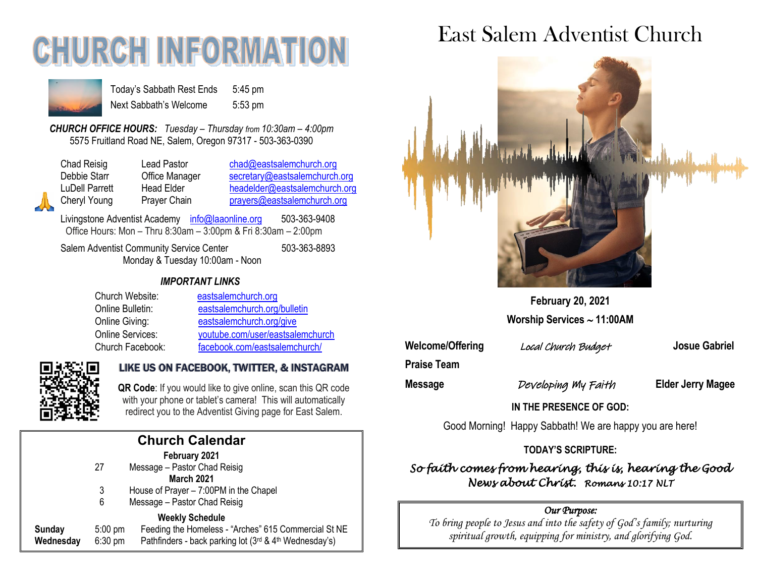# CHURCH INFORMATION

| | |
|---|---|
| Today's Sabbath Rest Ends | 5:45 pm |
| Next Sabbath's Welcome | 5:53 pm |

***CHURCH OFFICE HOURS:*** *Tuesday – Thursday from 10:30am – 4:00pm*
5575 Fruitland Road NE, Salem, Oregon 97317 - 503-363-0390

| | | |
|---|---|---|
| Chad Reisig | Lead Pastor | chad@eastsalemchurch.org |
| Debbie Starr | Office Manager | secretary@eastsalemchurch.org |
| LuDell Parrett | Head Elder | headelder@eastsalemchurch.org |
| Cheryl Young | Prayer Chain | prayers@eastsalemchurch.org |

Livingstone Adventist Academy info@laaonline.org 503-363-9408
Office Hours: Mon – Thru 8:30am – 3:00pm & Fri 8:30am – 2:00pm

Salem Adventist Community Service Center 503-363-8893
Monday & Tuesday 10:00am - Noon

### *IMPORTANT LINKS*

| | |
|---|---|
| Church Website: | eastsalemchurch.org |
| Online Bulletin: | eastsalemchurch.org/bulletin |
| Online Giving: | eastsalemchurch.org/give |
| Online Services: | youtube.com/user/eastsalemchurch |
| Church Facebook: | facebook.com/eastsalemchurch/ |

**LIKE US ON FACEBOOK, TWITTER, & INSTAGRAM**

**QR Code**: If you would like to give online, scan this QR code with your phone or tablet's camera! This will automatically redirect you to the Adventist Giving page for East Salem.

## Church Calendar

**February 2021**

27 Message – Pastor Chad Reisig

**March 2021**

3 House of Prayer – 7:00PM in the Chapel
6 Message – Pastor Chad Reisig

**Weekly Schedule**

| | | |
|---|---|---|
| **Sunday** | 5:00 pm | Feeding the Homeless - "Arches" 615 Commercial St NE |
| **Wednesday** | 6:30 pm | Pathfinders - back parking lot (3rd & 4th Wednesday's) |

# East Salem Adventist Church

**February 20, 2021**
**Worship Services ~ 11:00AM**

| | | |
|---|---|---|
| **Welcome/Offering** | *Local Church Budget* | **Josue Gabriel** |
| **Praise Team** | | |
| **Message** | *Developing My Faith* | **Elder Jerry Magee** |

**IN THE PRESENCE OF GOD:**

Good Morning! Happy Sabbath! We are happy you are here!

**TODAY'S SCRIPTURE:**

*So faith comes from hearing, this is, hearing the Good News about Christ. Romans 10:17 NLT*

*Our Purpose:*
*To bring people to Jesus and into the safety of God's family; nurturing spiritual growth, equipping for ministry, and glorifying God.*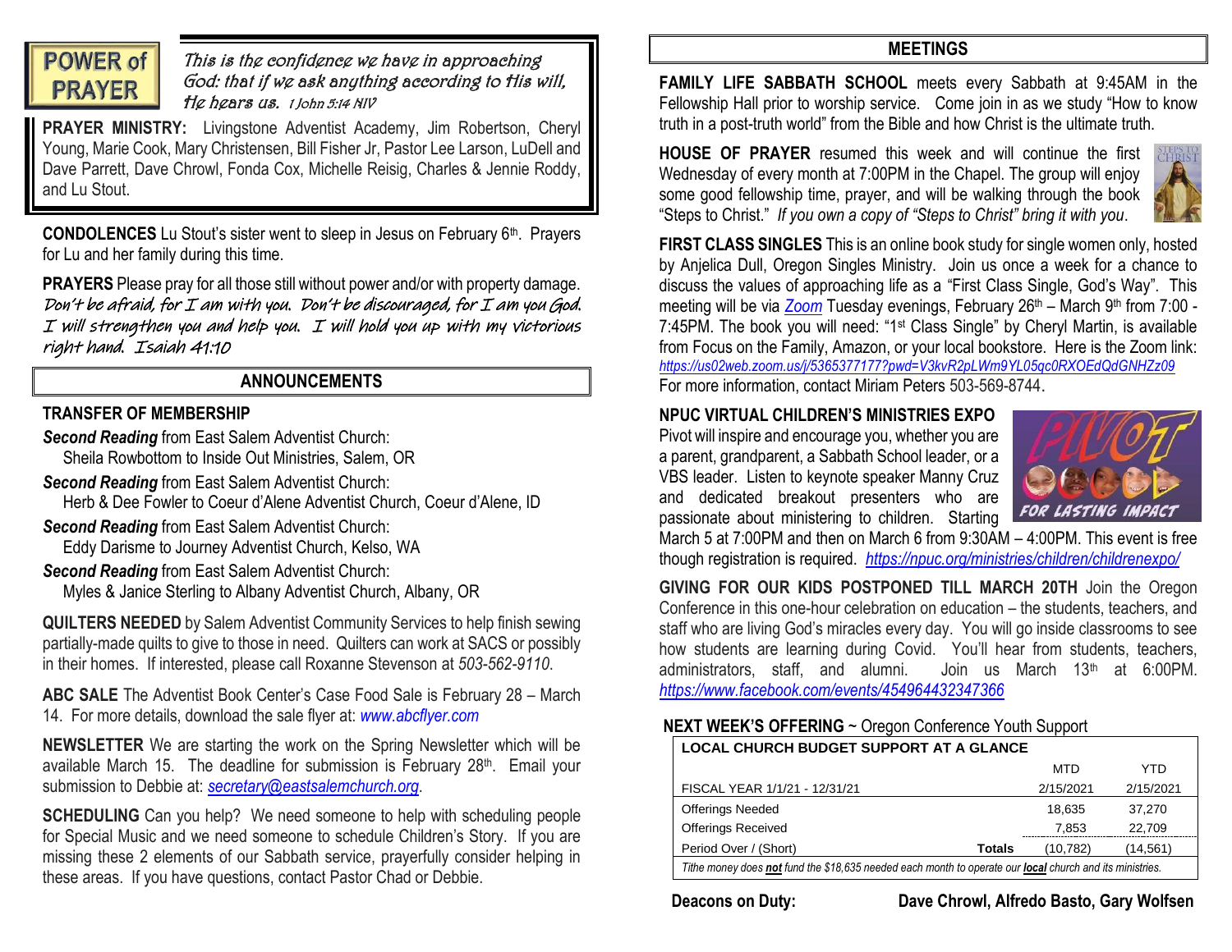**POWER of PRAYER**

*This is the confidence we have in approaching God: that if we ask anything according to His will, He hears us. 1 John 5:14 NIV*

**PRAYER MINISTRY:** Livingstone Adventist Academy, Jim Robertson, Cheryl Young, Marie Cook, Mary Christensen, Bill Fisher Jr, Pastor Lee Larson, LuDell and Dave Parrett, Dave Chrowl, Fonda Cox, Michelle Reisig, Charles & Jennie Roddy, and Lu Stout.

**CONDOLENCES** Lu Stout's sister went to sleep in Jesus on February 6th. Prayers for Lu and her family during this time.

**PRAYERS** Please pray for all those still without power and/or with property damage. *Don't be afraid, for I am with you. Don't be discouraged, for I am you God. I will strengthen you and help you. I will hold you up with my victorious right hand. Isaiah 41:10*

## ANNOUNCEMENTS

**TRANSFER OF MEMBERSHIP**

***Second Reading*** from East Salem Adventist Church:
Sheila Rowbottom to Inside Out Ministries, Salem, OR

***Second Reading*** from East Salem Adventist Church:
Herb & Dee Fowler to Coeur d'Alene Adventist Church, Coeur d'Alene, ID

***Second Reading*** from East Salem Adventist Church:
Eddy Darisme to Journey Adventist Church, Kelso, WA

***Second Reading*** from East Salem Adventist Church:
Myles & Janice Sterling to Albany Adventist Church, Albany, OR

**QUILTERS NEEDED** by Salem Adventist Community Services to help finish sewing partially-made quilts to give to those in need. Quilters can work at SACS or possibly in their homes. If interested, please call Roxanne Stevenson at *503-562-9110*.

**ABC SALE** The Adventist Book Center's Case Food Sale is February 28 – March 14. For more details, download the sale flyer at: *www.abcflyer.com*

**NEWSLETTER** We are starting the work on the Spring Newsletter which will be available March 15. The deadline for submission is February 28th. Email your submission to Debbie at: *secretary@eastsalemchurch.org*.

**SCHEDULING** Can you help? We need someone to help with scheduling people for Special Music and we need someone to schedule Children's Story. If you are missing these 2 elements of our Sabbath service, prayerfully consider helping in these areas. If you have questions, contact Pastor Chad or Debbie.

## MEETINGS

**FAMILY LIFE SABBATH SCHOOL** meets every Sabbath at 9:45AM in the Fellowship Hall prior to worship service. Come join in as we study "How to know truth in a post-truth world" from the Bible and how Christ is the ultimate truth.

**HOUSE OF PRAYER** resumed this week and will continue the first Wednesday of every month at 7:00PM in the Chapel. The group will enjoy some good fellowship time, prayer, and will be walking through the book "Steps to Christ." *If you own a copy of "Steps to Christ" bring it with you*.

**FIRST CLASS SINGLES** This is an online book study for single women only, hosted by Anjelica Dull, Oregon Singles Ministry. Join us once a week for a chance to discuss the values of approaching life as a "First Class Single, God's Way". This meeting will be via *Zoom* Tuesday evenings, February 26th – March 9th from 7:00 - 7:45PM. The book you will need: "1st Class Single" by Cheryl Martin, is available from Focus on the Family, Amazon, or your local bookstore. Here is the Zoom link: *https://us02web.zoom.us/j/5365377177?pwd=V3kvR2pLWm9YL05qc0RXOEdQdGNHZz09*
For more information, contact Miriam Peters 503-569-8744.

**NPUC VIRTUAL CHILDREN'S MINISTRIES EXPO**
Pivot will inspire and encourage you, whether you are a parent, grandparent, a Sabbath School leader, or a VBS leader. Listen to keynote speaker Manny Cruz and dedicated breakout presenters who are passionate about ministering to children. Starting March 5 at 7:00PM and then on March 6 from 9:30AM – 4:00PM. This event is free though registration is required. *https://npuc.org/ministries/children/childrenexpo/*

**GIVING FOR OUR KIDS POSTPONED TILL MARCH 20TH** Join the Oregon Conference in this one-hour celebration on education – the students, teachers, and staff who are living God's miracles every day. You will go inside classrooms to see how students are learning during Covid. You'll hear from students, teachers, administrators, staff, and alumni. Join us March 13th at 6:00PM. *https://www.facebook.com/events/454964432347366*

**NEXT WEEK'S OFFERING** ~ Oregon Conference Youth Support

| LOCAL CHURCH BUDGET SUPPORT AT A GLANCE | | MTD | YTD |
|---|---|---|---|
| FISCAL YEAR 1/1/21 - 12/31/21 | | 2/15/2021 | 2/15/2021 |
| Offerings Needed | | 18,635 | 37,270 |
| Offerings Received | | 7,853 | 22,709 |
| Period Over / (Short) | **Totals** | (10,782) | (14,561) |

*Tithe money does **not** fund the $18,635 needed each month to operate our **local** church and its ministries.*

**Deacons on Duty:** **Dave Chrowl, Alfredo Basto, Gary Wolfsen**